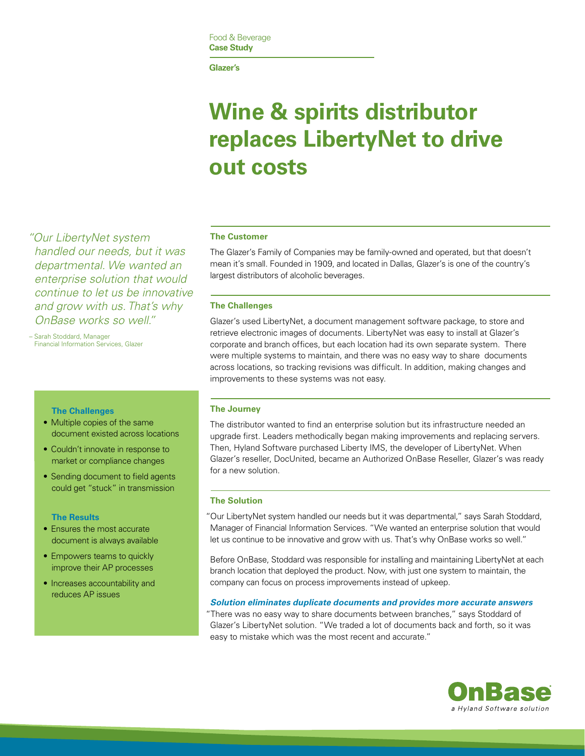Food & Beverage
**Case Study**

**Glazer's**

# Wine & spirits distributor replaces LibertyNet to drive out costs

*"Our LibertyNet system handled our needs, but it was departmental. We wanted an enterprise solution that would continue to let us be innovative and grow with us. That's why OnBase works so well."*

– Sarah Stoddard, Manager
Financial Information Services, Glazer

### The Challenges

- Multiple copies of the same document existed across locations
- Couldn't innovate in response to market or compliance changes
- Sending document to field agents could get "stuck" in transmission

### The Results

- Ensures the most accurate document is always available
- Empowers teams to quickly improve their AP processes
- Increases accountability and reduces AP issues

## The Customer

The Glazer's Family of Companies may be family-owned and operated, but that doesn't mean it's small. Founded in 1909, and located in Dallas, Glazer's is one of the country's largest distributors of alcoholic beverages.

## The Challenges

Glazer's used LibertyNet, a document management software package, to store and retrieve electronic images of documents. LibertyNet was easy to install at Glazer's corporate and branch offices, but each location had its own separate system. There were multiple systems to maintain, and there was no easy way to share documents across locations, so tracking revisions was difficult. In addition, making changes and improvements to these systems was not easy.

## The Journey

The distributor wanted to find an enterprise solution but its infrastructure needed an upgrade first. Leaders methodically began making improvements and replacing servers. Then, Hyland Software purchased Liberty IMS, the developer of LibertyNet. When Glazer's reseller, DocUnited, became an Authorized OnBase Reseller, Glazer's was ready for a new solution.

## The Solution

"Our LibertyNet system handled our needs but it was departmental," says Sarah Stoddard, Manager of Financial Information Services. "We wanted an enterprise solution that would let us continue to be innovative and grow with us. That's why OnBase works so well."

Before OnBase, Stoddard was responsible for installing and maintaining LibertyNet at each branch location that deployed the product. Now, with just one system to maintain, the company can focus on process improvements instead of upkeep.

***Solution eliminates duplicate documents and provides more accurate answers***

"There was no easy way to share documents between branches," says Stoddard of Glazer's LibertyNet solution. "We traded a lot of documents back and forth, so it was easy to mistake which was the most recent and accurate."

OnBase
a Hyland Software solution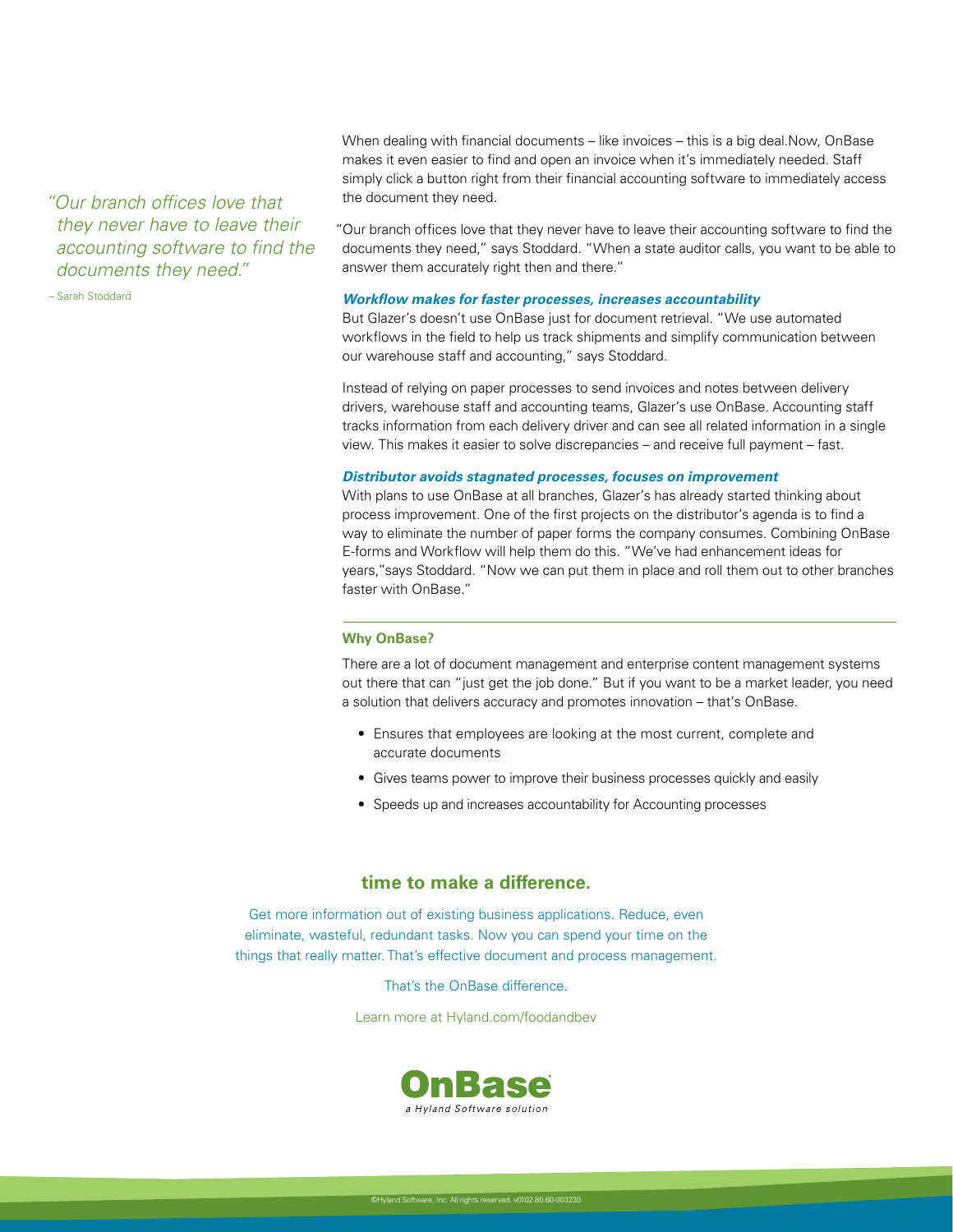> *"Our branch offices love that they never have to leave their accounting software to find the documents they need."*
>
> – Sarah Stoddard

When dealing with financial documents – like invoices – this is a big deal.Now, OnBase makes it even easier to find and open an invoice when it's immediately needed. Staff simply click a button right from their financial accounting software to immediately access the document they need.

"Our branch offices love that they never have to leave their accounting software to find the documents they need," says Stoddard. "When a state auditor calls, you want to be able to answer them accurately right then and there."

***Workflow makes for faster processes, increases accountability***

But Glazer's doesn't use OnBase just for document retrieval. "We use automated workflows in the field to help us track shipments and simplify communication between our warehouse staff and accounting," says Stoddard.

Instead of relying on paper processes to send invoices and notes between delivery drivers, warehouse staff and accounting teams, Glazer's use OnBase. Accounting staff tracks information from each delivery driver and can see all related information in a single view. This makes it easier to solve discrepancies – and receive full payment – fast.

***Distributor avoids stagnated processes, focuses on improvement***

With plans to use OnBase at all branches, Glazer's has already started thinking about process improvement. One of the first projects on the distributor's agenda is to find a way to eliminate the number of paper forms the company consumes. Combining OnBase E-forms and Workflow will help them do this. "We've had enhancement ideas for years,"says Stoddard. "Now we can put them in place and roll them out to other branches faster with OnBase."

---

**Why OnBase?**

There are a lot of document management and enterprise content management systems out there that can "just get the job done." But if you want to be a market leader, you need a solution that delivers accuracy and promotes innovation – that's OnBase.

- Ensures that employees are looking at the most current, complete and accurate documents
- Gives teams power to improve their business processes quickly and easily
- Speeds up and increases accountability for Accounting processes

## time to make a difference.

Get more information out of existing business applications. Reduce, even eliminate, wasteful, redundant tasks. Now you can spend your time on the things that really matter. That's effective document and process management.

That's the OnBase difference.

Learn more at Hyland.com/foodandbev

OnBase
a Hyland Software solution

©Hyland Software, Inc. All rights reserved. v0102.80.60-003230